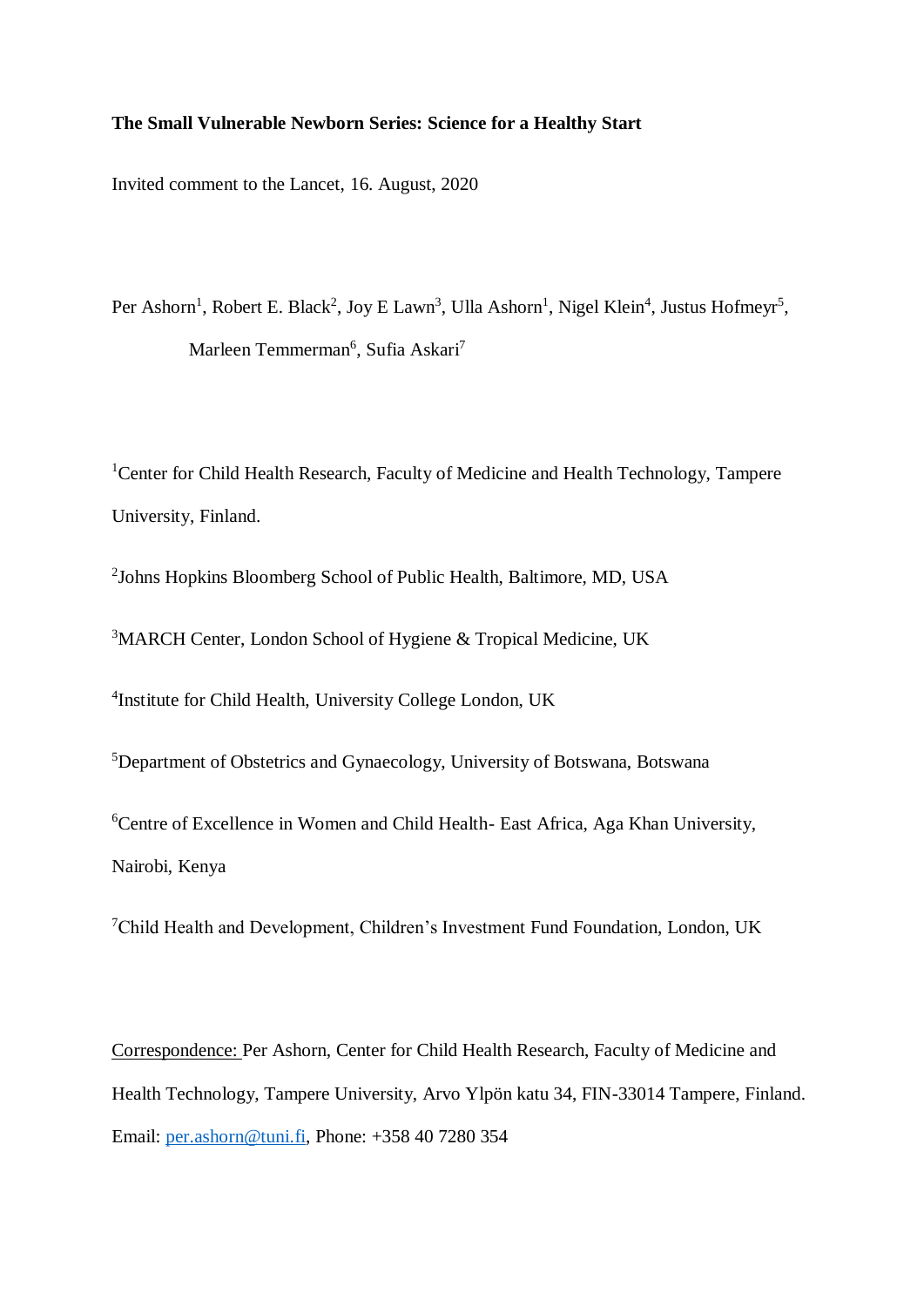**The Small Vulnerable Newborn Series: Science for a Healthy Start**

Invited comment to the Lancet, 16. August, 2020

Per Ashorn[1], Robert E. Black[2], Joy E Lawn[3], Ulla Ashorn[1], Nigel Klein[4], Justus Hofmeyr[5], Marleen Temmerman[6], Sufia Askari[7]

[1]Center for Child Health Research, Faculty of Medicine and Health Technology, Tampere University, Finland.

[2]Johns Hopkins Bloomberg School of Public Health, Baltimore, MD, USA

[3]MARCH Center, London School of Hygiene & Tropical Medicine, UK

[4]Institute for Child Health, University College London, UK

[5]Department of Obstetrics and Gynaecology, University of Botswana, Botswana

[6]Centre of Excellence in Women and Child Health- East Africa, Aga Khan University, Nairobi, Kenya

[7]Child Health and Development, Children's Investment Fund Foundation, London, UK

Correspondence: Per Ashorn, Center for Child Health Research, Faculty of Medicine and Health Technology, Tampere University, Arvo Ylpön katu 34, FIN-33014 Tampere, Finland. Email: per.ashorn@tuni.fi, Phone: +358 40 7280 354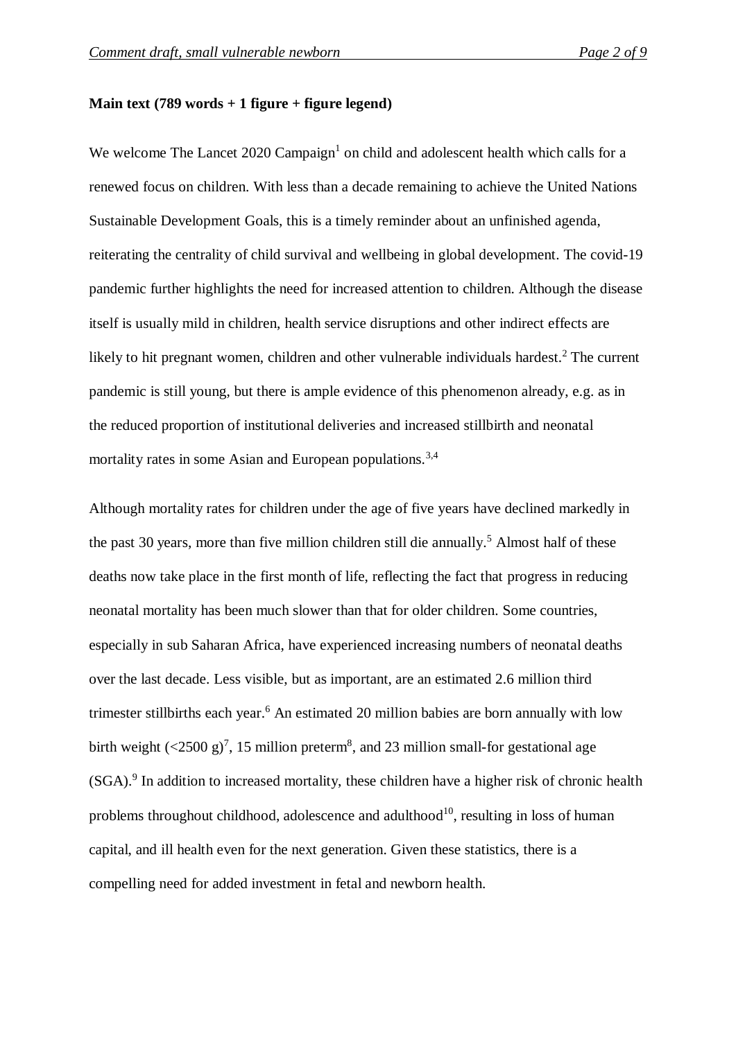**Main text (789 words + 1 figure + figure legend)**

We welcome The Lancet 2020 Campaign[1] on child and adolescent health which calls for a renewed focus on children. With less than a decade remaining to achieve the United Nations Sustainable Development Goals, this is a timely reminder about an unfinished agenda, reiterating the centrality of child survival and wellbeing in global development. The covid-19 pandemic further highlights the need for increased attention to children. Although the disease itself is usually mild in children, health service disruptions and other indirect effects are likely to hit pregnant women, children and other vulnerable individuals hardest.[2] The current pandemic is still young, but there is ample evidence of this phenomenon already, e.g. as in the reduced proportion of institutional deliveries and increased stillbirth and neonatal mortality rates in some Asian and European populations.[3,4]

Although mortality rates for children under the age of five years have declined markedly in the past 30 years, more than five million children still die annually.[5] Almost half of these deaths now take place in the first month of life, reflecting the fact that progress in reducing neonatal mortality has been much slower than that for older children. Some countries, especially in sub Saharan Africa, have experienced increasing numbers of neonatal deaths over the last decade. Less visible, but as important, are an estimated 2.6 million third trimester stillbirths each year.[6] An estimated 20 million babies are born annually with low birth weight (<2500 g)[7], 15 million preterm[8], and 23 million small-for gestational age (SGA).[9] In addition to increased mortality, these children have a higher risk of chronic health problems throughout childhood, adolescence and adulthood[10], resulting in loss of human capital, and ill health even for the next generation. Given these statistics, there is a compelling need for added investment in fetal and newborn health.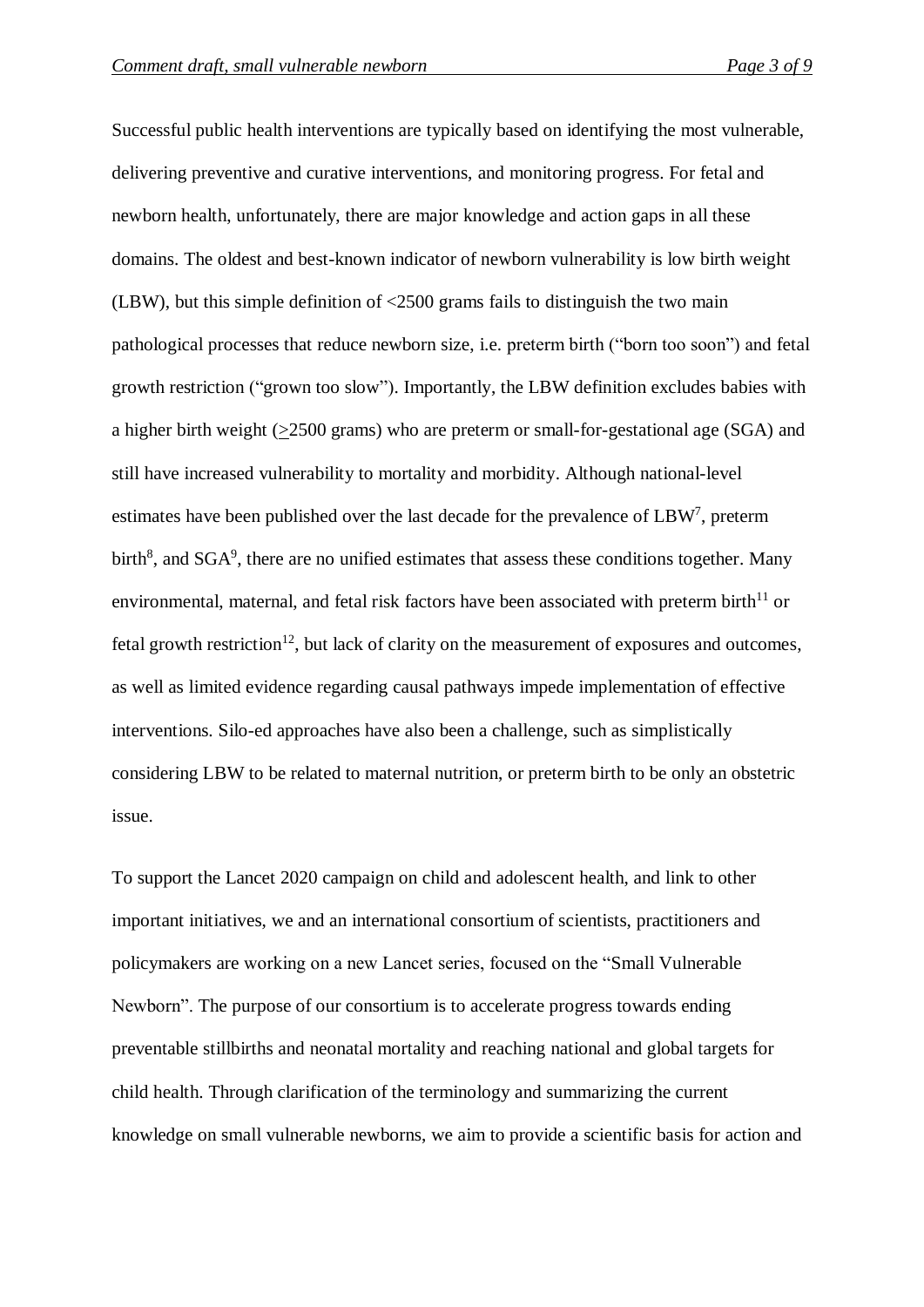Successful public health interventions are typically based on identifying the most vulnerable, delivering preventive and curative interventions, and monitoring progress. For fetal and newborn health, unfortunately, there are major knowledge and action gaps in all these domains. The oldest and best-known indicator of newborn vulnerability is low birth weight (LBW), but this simple definition of <2500 grams fails to distinguish the two main pathological processes that reduce newborn size, i.e. preterm birth ("born too soon") and fetal growth restriction ("grown too slow"). Importantly, the LBW definition excludes babies with a higher birth weight (≥2500 grams) who are preterm or small-for-gestational age (SGA) and still have increased vulnerability to mortality and morbidity. Although national-level estimates have been published over the last decade for the prevalence of LBW[7], preterm birth[8], and SGA[9], there are no unified estimates that assess these conditions together. Many environmental, maternal, and fetal risk factors have been associated with preterm birth[11] or fetal growth restriction[12], but lack of clarity on the measurement of exposures and outcomes, as well as limited evidence regarding causal pathways impede implementation of effective interventions. Silo-ed approaches have also been a challenge, such as simplistically considering LBW to be related to maternal nutrition, or preterm birth to be only an obstetric issue.

To support the Lancet 2020 campaign on child and adolescent health, and link to other important initiatives, we and an international consortium of scientists, practitioners and policymakers are working on a new Lancet series, focused on the "Small Vulnerable Newborn". The purpose of our consortium is to accelerate progress towards ending preventable stillbirths and neonatal mortality and reaching national and global targets for child health. Through clarification of the terminology and summarizing the current knowledge on small vulnerable newborns, we aim to provide a scientific basis for action and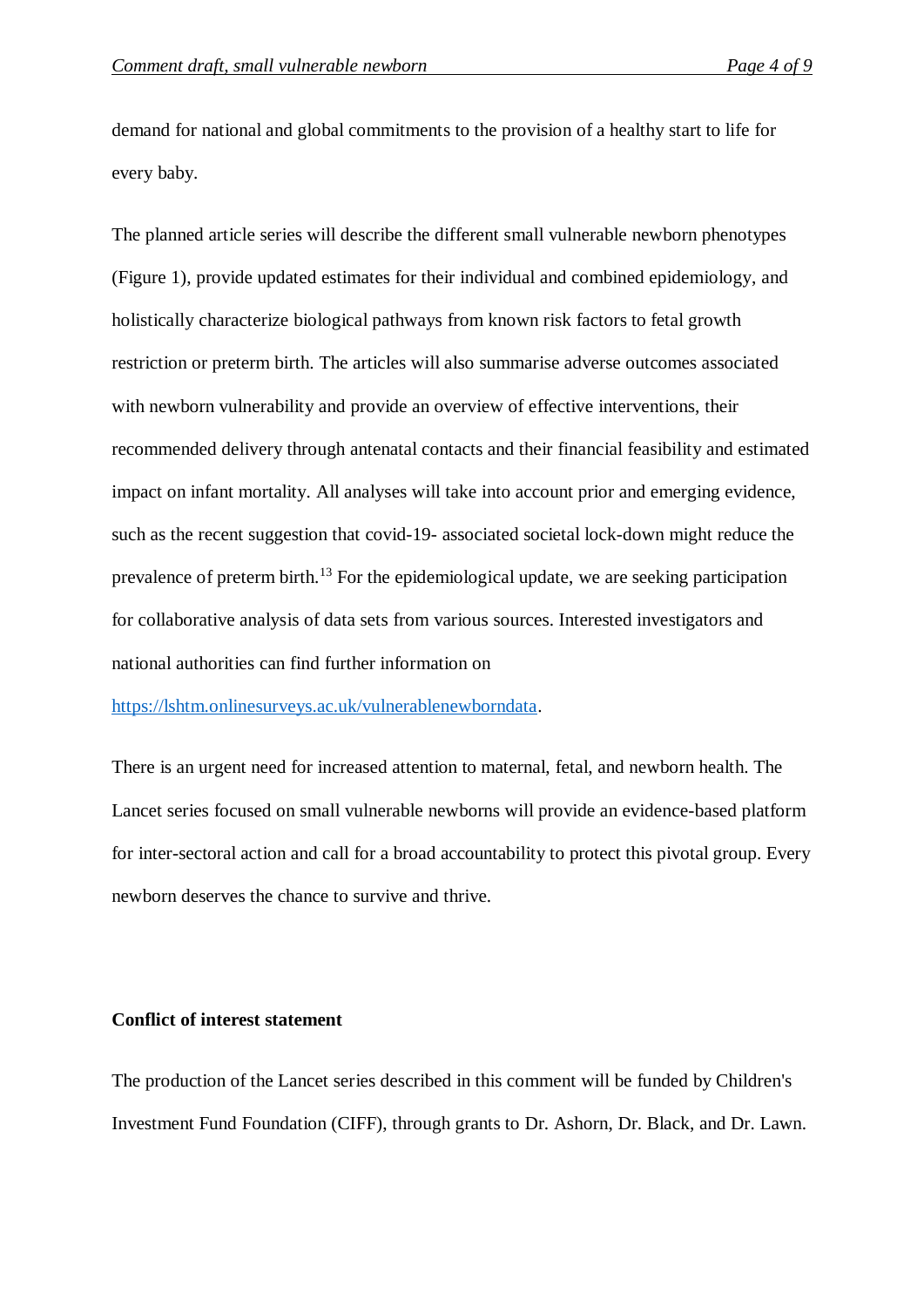demand for national and global commitments to the provision of a healthy start to life for every baby.

The planned article series will describe the different small vulnerable newborn phenotypes (Figure 1), provide updated estimates for their individual and combined epidemiology, and holistically characterize biological pathways from known risk factors to fetal growth restriction or preterm birth. The articles will also summarise adverse outcomes associated with newborn vulnerability and provide an overview of effective interventions, their recommended delivery through antenatal contacts and their financial feasibility and estimated impact on infant mortality. All analyses will take into account prior and emerging evidence, such as the recent suggestion that covid-19- associated societal lock-down might reduce the prevalence of preterm birth.[13] For the epidemiological update, we are seeking participation for collaborative analysis of data sets from various sources. Interested investigators and national authorities can find further information on https://lshtm.onlinesurveys.ac.uk/vulnerablenewborndata.

There is an urgent need for increased attention to maternal, fetal, and newborn health. The Lancet series focused on small vulnerable newborns will provide an evidence-based platform for inter-sectoral action and call for a broad accountability to protect this pivotal group. Every newborn deserves the chance to survive and thrive.

**Conflict of interest statement**

The production of the Lancet series described in this comment will be funded by Children's Investment Fund Foundation (CIFF), through grants to Dr. Ashorn, Dr. Black, and Dr. Lawn.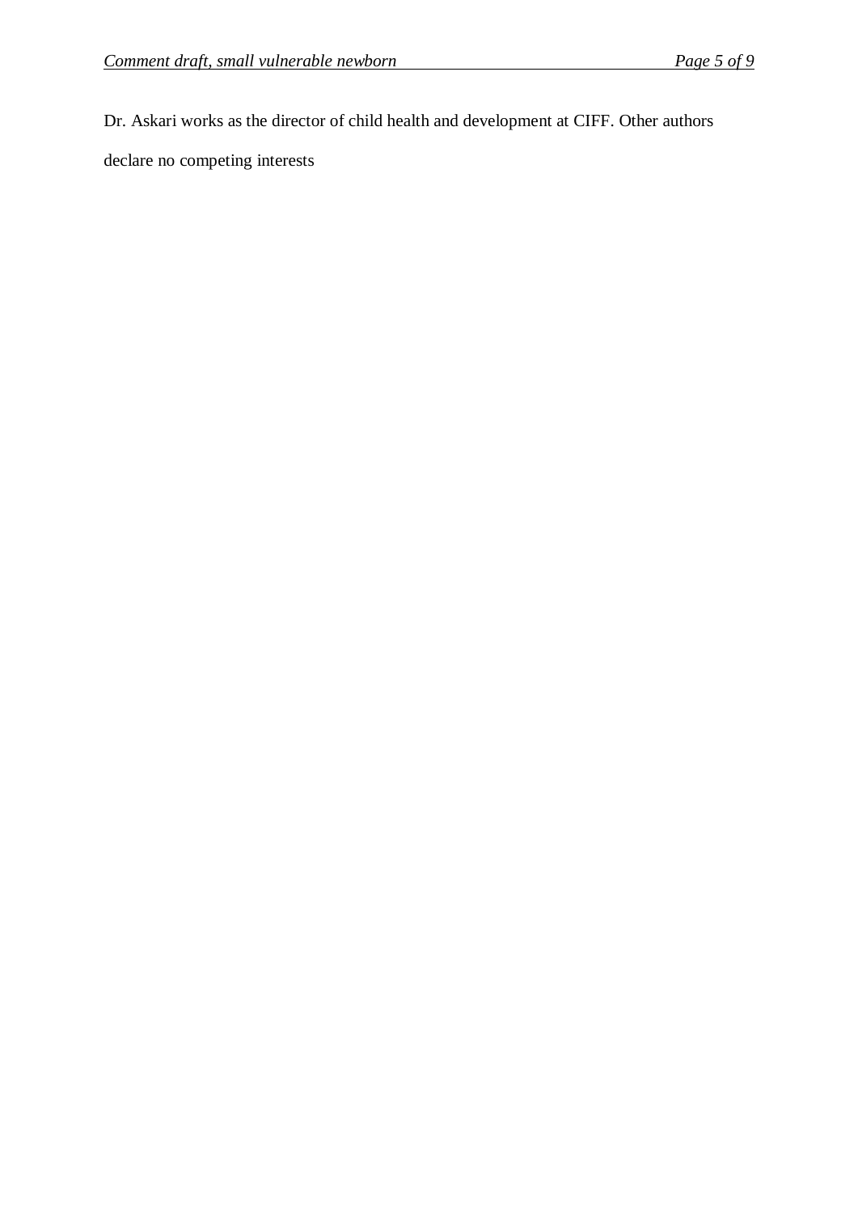Dr. Askari works as the director of child health and development at CIFF. Other authors declare no competing interests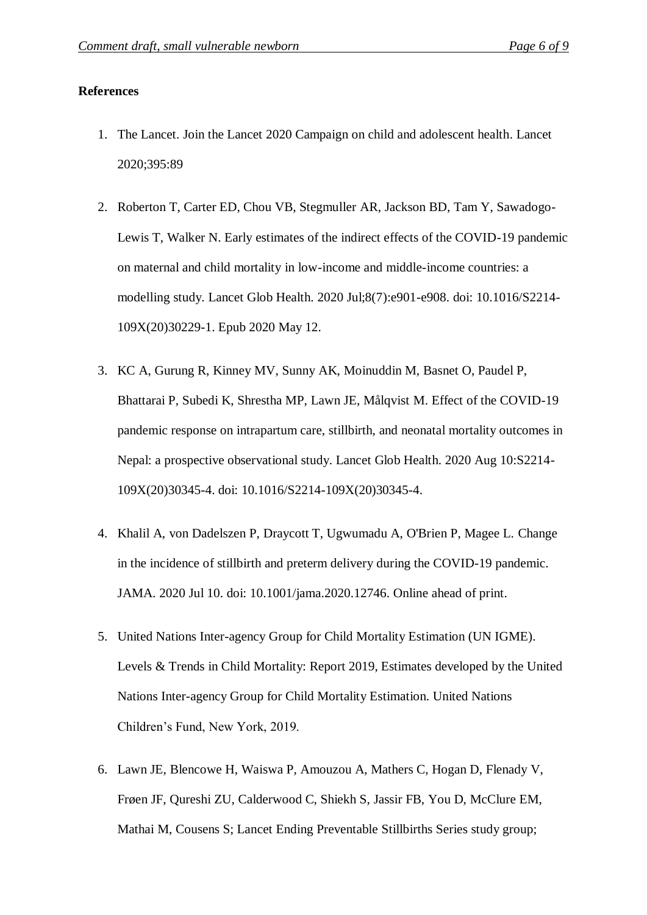**References**

1. The Lancet. Join the Lancet 2020 Campaign on child and adolescent health. Lancet 2020;395:89
2. Roberton T, Carter ED, Chou VB, Stegmuller AR, Jackson BD, Tam Y, Sawadogo-Lewis T, Walker N. Early estimates of the indirect effects of the COVID-19 pandemic on maternal and child mortality in low-income and middle-income countries: a modelling study. Lancet Glob Health. 2020 Jul;8(7):e901-e908. doi: 10.1016/S2214-109X(20)30229-1. Epub 2020 May 12.
3. KC A, Gurung R, Kinney MV, Sunny AK, Moinuddin M, Basnet O, Paudel P, Bhattarai P, Subedi K, Shrestha MP, Lawn JE, Målqvist M. Effect of the COVID-19 pandemic response on intrapartum care, stillbirth, and neonatal mortality outcomes in Nepal: a prospective observational study. Lancet Glob Health. 2020 Aug 10:S2214-109X(20)30345-4. doi: 10.1016/S2214-109X(20)30345-4.
4. Khalil A, von Dadelszen P, Draycott T, Ugwumadu A, O'Brien P, Magee L. Change in the incidence of stillbirth and preterm delivery during the COVID-19 pandemic. JAMA. 2020 Jul 10. doi: 10.1001/jama.2020.12746. Online ahead of print.
5. United Nations Inter-agency Group for Child Mortality Estimation (UN IGME). Levels & Trends in Child Mortality: Report 2019, Estimates developed by the United Nations Inter-agency Group for Child Mortality Estimation. United Nations Children's Fund, New York, 2019.
6. Lawn JE, Blencowe H, Waiswa P, Amouzou A, Mathers C, Hogan D, Flenady V, Frøen JF, Qureshi ZU, Calderwood C, Shiekh S, Jassir FB, You D, McClure EM, Mathai M, Cousens S; Lancet Ending Preventable Stillbirths Series study group;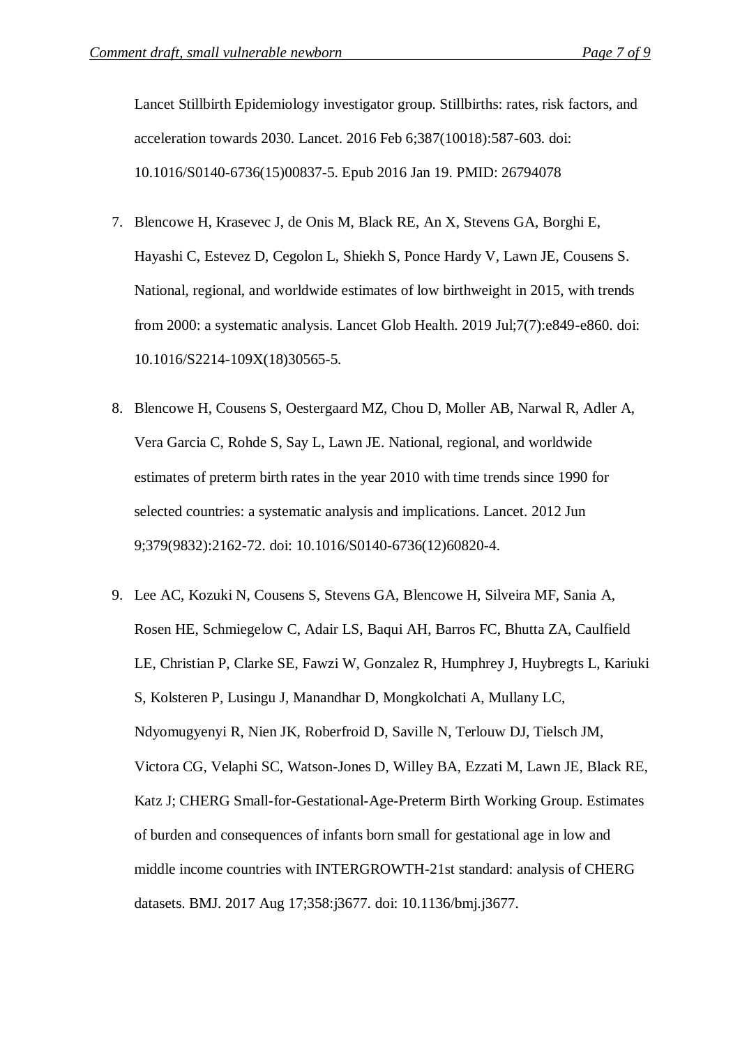Lancet Stillbirth Epidemiology investigator group. Stillbirths: rates, risk factors, and acceleration towards 2030. Lancet. 2016 Feb 6;387(10018):587-603. doi: 10.1016/S0140-6736(15)00837-5. Epub 2016 Jan 19. PMID: 26794078

7. Blencowe H, Krasevec J, de Onis M, Black RE, An X, Stevens GA, Borghi E, Hayashi C, Estevez D, Cegolon L, Shiekh S, Ponce Hardy V, Lawn JE, Cousens S. National, regional, and worldwide estimates of low birthweight in 2015, with trends from 2000: a systematic analysis. Lancet Glob Health. 2019 Jul;7(7):e849-e860. doi: 10.1016/S2214-109X(18)30565-5.

8. Blencowe H, Cousens S, Oestergaard MZ, Chou D, Moller AB, Narwal R, Adler A, Vera Garcia C, Rohde S, Say L, Lawn JE. National, regional, and worldwide estimates of preterm birth rates in the year 2010 with time trends since 1990 for selected countries: a systematic analysis and implications. Lancet. 2012 Jun 9;379(9832):2162-72. doi: 10.1016/S0140-6736(12)60820-4.

9. Lee AC, Kozuki N, Cousens S, Stevens GA, Blencowe H, Silveira MF, Sania A, Rosen HE, Schmiegelow C, Adair LS, Baqui AH, Barros FC, Bhutta ZA, Caulfield LE, Christian P, Clarke SE, Fawzi W, Gonzalez R, Humphrey J, Huybregts L, Kariuki S, Kolsteren P, Lusingu J, Manandhar D, Mongkolchati A, Mullany LC, Ndyomugyenyi R, Nien JK, Roberfroid D, Saville N, Terlouw DJ, Tielsch JM, Victora CG, Velaphi SC, Watson-Jones D, Willey BA, Ezzati M, Lawn JE, Black RE, Katz J; CHERG Small-for-Gestational-Age-Preterm Birth Working Group. Estimates of burden and consequences of infants born small for gestational age in low and middle income countries with INTERGROWTH-21st standard: analysis of CHERG datasets. BMJ. 2017 Aug 17;358:j3677. doi: 10.1136/bmj.j3677.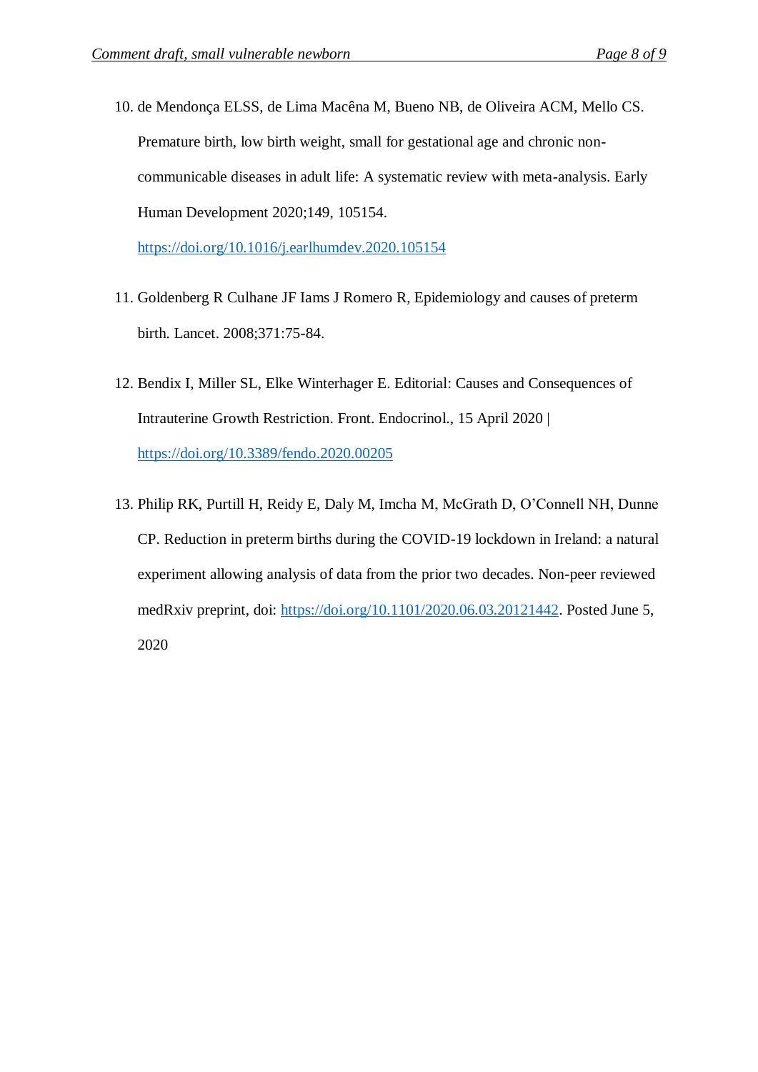10. de Mendonça ELSS, de Lima Macêna M, Bueno NB, de Oliveira ACM, Mello CS. Premature birth, low birth weight, small for gestational age and chronic non-communicable diseases in adult life: A systematic review with meta-analysis. Early Human Development 2020;149, 105154. https://doi.org/10.1016/j.earlhumdev.2020.105154

11. Goldenberg R Culhane JF Iams J Romero R, Epidemiology and causes of preterm birth. Lancet. 2008;371:75-84.

12. Bendix I, Miller SL, Elke Winterhager E. Editorial: Causes and Consequences of Intrauterine Growth Restriction. Front. Endocrinol., 15 April 2020 | https://doi.org/10.3389/fendo.2020.00205

13. Philip RK, Purtill H, Reidy E, Daly M, Imcha M, McGrath D, O'Connell NH, Dunne CP. Reduction in preterm births during the COVID-19 lockdown in Ireland: a natural experiment allowing analysis of data from the prior two decades. Non-peer reviewed medRxiv preprint, doi: https://doi.org/10.1101/2020.06.03.20121442. Posted June 5, 2020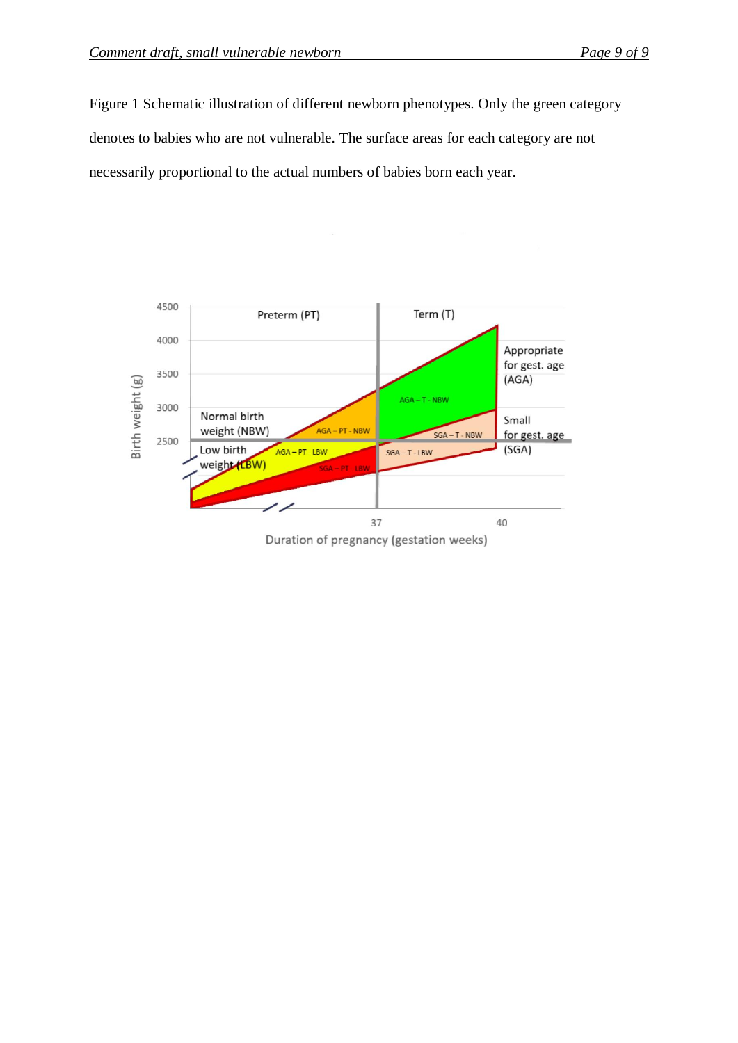Figure 1 Schematic illustration of different newborn phenotypes. Only the green category denotes to babies who are not vulnerable. The surface areas for each category are not necessarily proportional to the actual numbers of babies born each year.

Birth weight (g)

4500
4000
3500
3000
2500

Preterm (PT)

Term (T)

Appropriate for gest. age (AGA)

Small for gest. age (SGA)

Normal birth weight (NBW)

Low birth weight (LBW)

AGA – T - NBW

AGA – PT - NBW

SGA – T - NBW

AGA – PT - LBW

SGA – T - LBW

SGA – PT - LBW

37

40

Duration of pregnancy (gestation weeks)